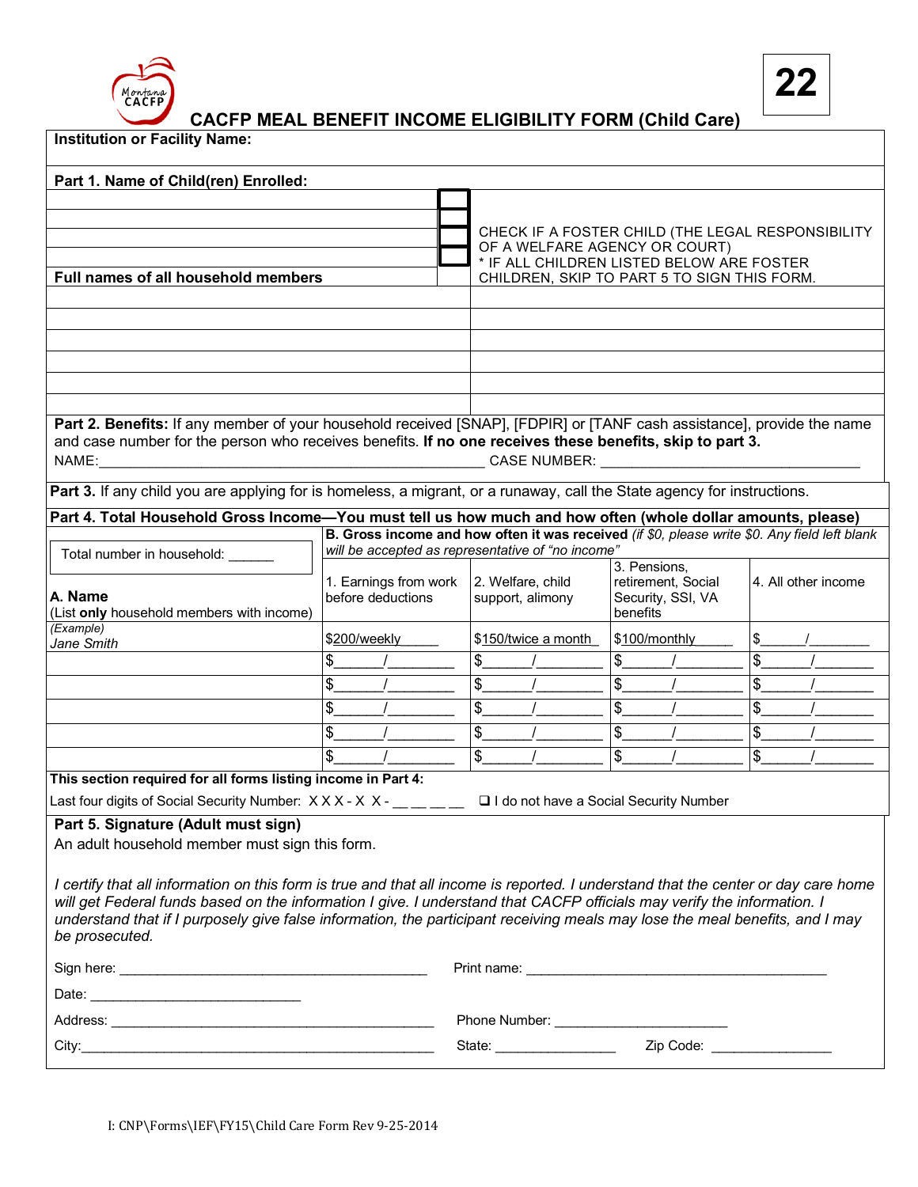Montana CACFP

22

# CACFP MEAL BENEFIT INCOME ELIGIBILITY FORM (Child Care)

**Institution or Facility Name:**

**Part 1. Name of Child(ren) Enrolled:**

| | ☐ | CHECK IF A FOSTER CHILD (THE LEGAL RESPONSIBILITY OF A WELFARE AGENCY OR COURT) * IF ALL CHILDREN LISTED BELOW ARE FOSTER CHILDREN, SKIP TO PART 5 TO SIGN THIS FORM. |
|---|---|---|
| | ☐ | |
| | ☐ | |
| | ☐ | |

| **Full names of all household members** | |
|---|---|
| | |
| | |
| | |
| | |
| | |
| | |

**Part 2. Benefits:** If any member of your household received [SNAP], [FDPIR] or [TANF cash assistance], provide the name and case number for the person who receives benefits. **If no one receives these benefits, skip to part 3.**

NAME:_______________________________________________ CASE NUMBER: ________________________________

**Part 3.** If any child you are applying for is homeless, a migrant, or a runaway, call the State agency for instructions.

**Part 4. Total Household Gross Income—You must tell us how much and how often (whole dollar amounts, please)**

Total number in household: ______

| **A. Name** (List **only** household members with income) | **B. Gross income and how often it was received** *(if $0, please write $0. Any field left blank will be accepted as representative of "no income")* 1. Earnings from work before deductions | 2. Welfare, child support, alimony | 3. Pensions, retirement, Social Security, SSI, VA benefits | 4. All other income |
|---|---|---|---|---|
| *(Example)* *Jane Smith* | $200/weekly | $150/twice a month | $100/monthly | $______/________ |
| | $______/________ | $______/________ | $______/________ | $______/________ |
| | $______/________ | $______/________ | $______/________ | $______/________ |
| | $______/________ | $______/________ | $______/________ | $______/________ |
| | $______/________ | $______/________ | $______/________ | $______/________ |
| | $______/________ | $______/________ | $______/________ | $______/________ |

**This section required for all forms listing income in Part 4:**

Last four digits of Social Security Number: X X X - X X - __ __ __ __ ❑ I do not have a Social Security Number

**Part 5. Signature (Adult must sign)**

An adult household member must sign this form.

*I certify that all information on this form is true and that all income is reported. I understand that the center or day care home will get Federal funds based on the information I give. I understand that CACFP officials may verify the information. I understand that if I purposely give false information, the participant receiving meals may lose the meal benefits, and I may be prosecuted.*

Sign here: ________________________________________ Print name: ________________________________________

Date: ____________________________

Address: ____________________________________________ Phone Number: _______________________

City:________________________________________________ State: ________________ Zip Code: ________________

I: CNP\Forms\IEF\FY15\Child Care Form Rev 9-25-2014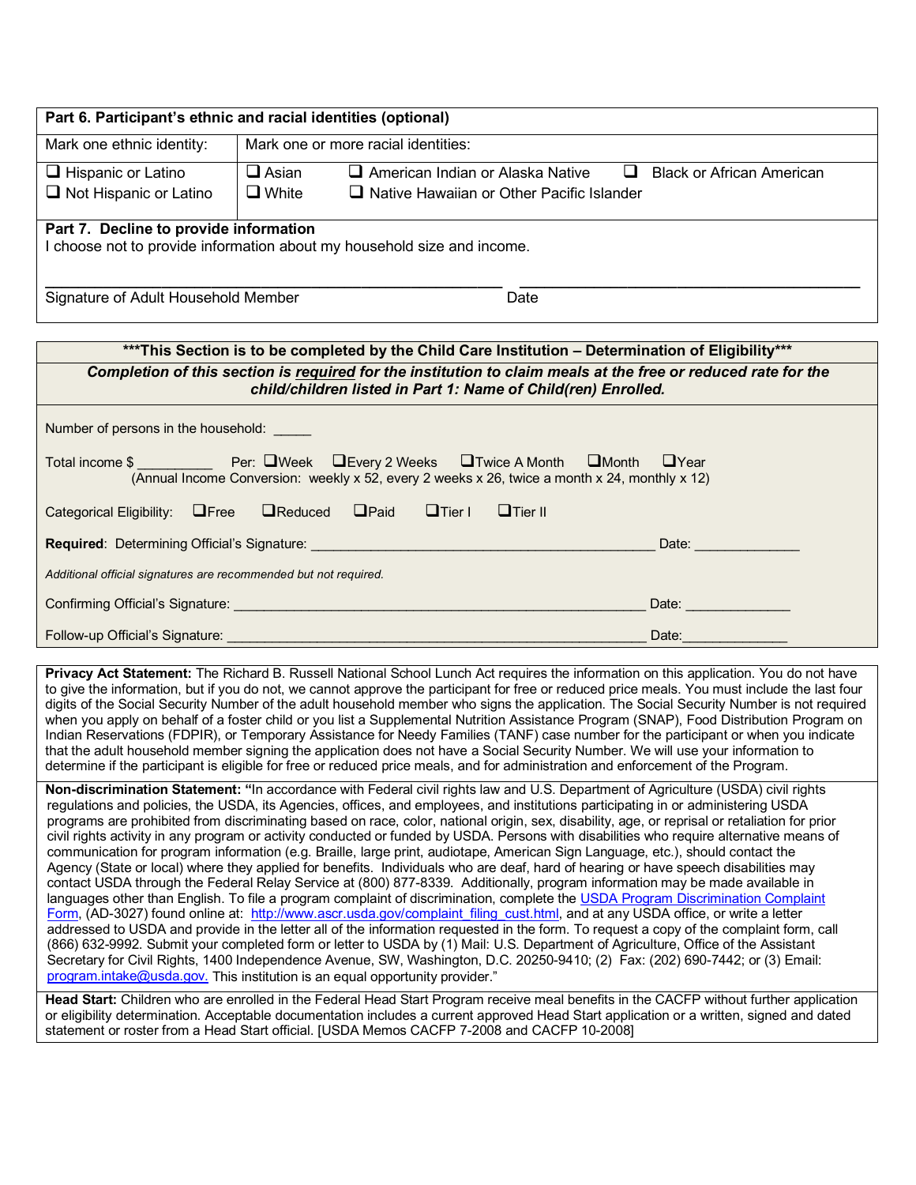| Part 6. Participant's ethnic and racial identities (optional) | | | |
|---|---|---|---|
| Mark one ethnic identity: | Mark one or more racial identities: | | |
| ❑ Hispanic or Latino<br>❑ Not Hispanic or Latino | ❑ Asian<br>❑ White | ❑ American Indian or Alaska Native<br>❑ Native Hawaiian or Other Pacific Islander | ❑ Black or African American |

**Part 7. Decline to provide information**

I choose not to provide information about my household size and income.

\_\_\_\_\_\_\_\_\_\_\_\_\_\_\_\_\_\_\_\_\_\_\_\_\_\_\_\_\_\_\_\_\_\_\_\_\_\_\_\_ \_\_\_\_\_\_\_\_\_\_\_\_\_\_\_\_\_\_\_\_\_\_\_\_\_\_\_\_\_\_

Signature of Adult Household Member Date

**\*\*\*This Section is to be completed by the Child Care Institution – Determination of Eligibility\*\*\***

***Completion of this section is required for the institution to claim meals at the free or reduced rate for the child/children listed in Part 1: Name of Child(ren) Enrolled.***

Number of persons in the household: \_\_\_\_\_

Total income $ \_\_\_\_\_\_\_\_\_\_ Per: ❑Week ❑Every 2 Weeks ❑Twice A Month ❑Month ❑Year
(Annual Income Conversion: weekly x 52, every 2 weeks x 26, twice a month x 24, monthly x 12)

Categorical Eligibility: ❑Free ❑Reduced ❑Paid ❑Tier I ❑Tier II

**Required**: Determining Official's Signature: \_\_\_\_\_\_\_\_\_\_\_\_\_\_\_\_\_\_\_\_\_\_\_\_\_\_\_\_\_\_\_\_\_\_\_\_\_\_\_\_\_\_\_\_ Date: \_\_\_\_\_\_\_\_\_\_\_\_\_\_

*Additional official signatures are recommended but not required.*

Confirming Official's Signature: \_\_\_\_\_\_\_\_\_\_\_\_\_\_\_\_\_\_\_\_\_\_\_\_\_\_\_\_\_\_\_\_\_\_\_\_\_\_\_\_\_\_\_\_\_\_\_\_\_\_\_\_ Date: \_\_\_\_\_\_\_\_\_\_\_\_\_\_

Follow-up Official's Signature: \_\_\_\_\_\_\_\_\_\_\_\_\_\_\_\_\_\_\_\_\_\_\_\_\_\_\_\_\_\_\_\_\_\_\_\_\_\_\_\_\_\_\_\_\_\_\_\_\_\_\_\_\_ Date:\_\_\_\_\_\_\_\_\_\_\_\_\_\_

**Privacy Act Statement:** The Richard B. Russell National School Lunch Act requires the information on this application. You do not have to give the information, but if you do not, we cannot approve the participant for free or reduced price meals. You must include the last four digits of the Social Security Number of the adult household member who signs the application. The Social Security Number is not required when you apply on behalf of a foster child or you list a Supplemental Nutrition Assistance Program (SNAP), Food Distribution Program on Indian Reservations (FDPIR), or Temporary Assistance for Needy Families (TANF) case number for the participant or when you indicate that the adult household member signing the application does not have a Social Security Number. We will use your information to determine if the participant is eligible for free or reduced price meals, and for administration and enforcement of the Program.

**Non-discrimination Statement: "**In accordance with Federal civil rights law and U.S. Department of Agriculture (USDA) civil rights regulations and policies, the USDA, its Agencies, offices, and employees, and institutions participating in or administering USDA programs are prohibited from discriminating based on race, color, national origin, sex, disability, age, or reprisal or retaliation for prior civil rights activity in any program or activity conducted or funded by USDA. Persons with disabilities who require alternative means of communication for program information (e.g. Braille, large print, audiotape, American Sign Language, etc.), should contact the Agency (State or local) where they applied for benefits. Individuals who are deaf, hard of hearing or have speech disabilities may contact USDA through the Federal Relay Service at (800) 877-8339. Additionally, program information may be made available in languages other than English. To file a program complaint of discrimination, complete the USDA Program Discrimination Complaint Form, (AD-3027) found online at: http://www.ascr.usda.gov/complaint_filing_cust.html, and at any USDA office, or write a letter addressed to USDA and provide in the letter all of the information requested in the form. To request a copy of the complaint form, call (866) 632-9992. Submit your completed form or letter to USDA by (1) Mail: U.S. Department of Agriculture, Office of the Assistant Secretary for Civil Rights, 1400 Independence Avenue, SW, Washington, D.C. 20250-9410; (2) Fax: (202) 690-7442; or (3) Email: program.intake@usda.gov. This institution is an equal opportunity provider."

**Head Start:** Children who are enrolled in the Federal Head Start Program receive meal benefits in the CACFP without further application or eligibility determination. Acceptable documentation includes a current approved Head Start application or a written, signed and dated statement or roster from a Head Start official. [USDA Memos CACFP 7-2008 and CACFP 10-2008]